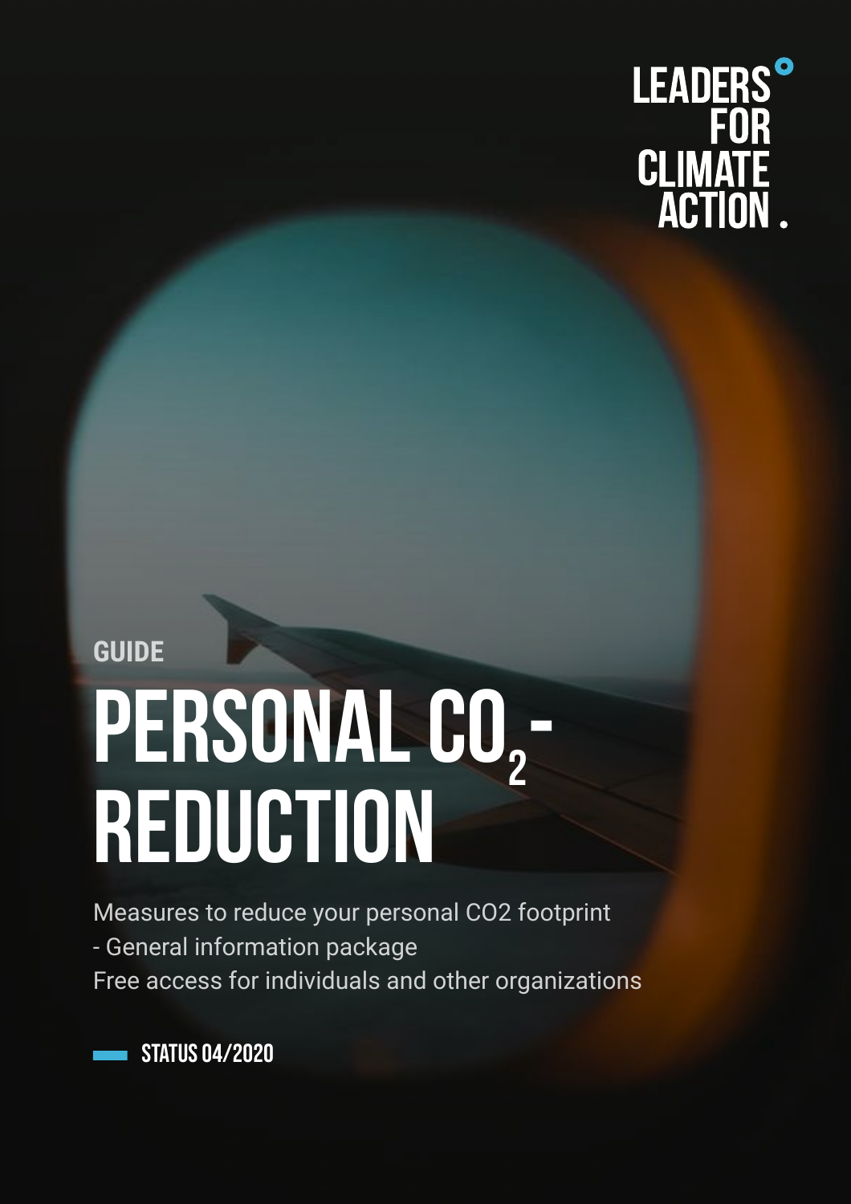LEADERS FOR CLIMATE ACTION.

GUIDE

# PERSONAL $CO_2$-REDUCTION

Measures to reduce your personal CO2 footprint
- General information package
Free access for individuals and other organizations

STATUS 04/2020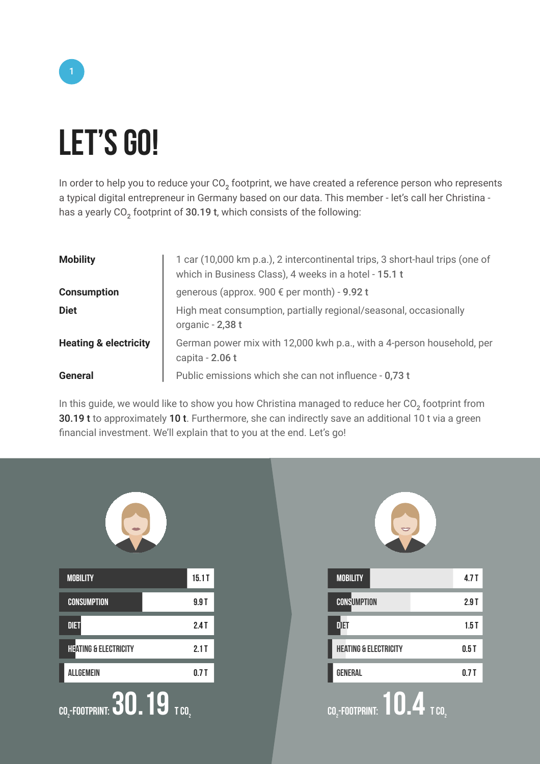# LET'S GO!

In order to help you to reduce your $CO_2$ footprint, we have created a reference person who represents a typical digital entrepreneur in Germany based on our data. This member - let's call her Christina - has a yearly $CO_2$ footprint of **30.19 t**, which consists of the following:

| | |
|---|---|
| **Mobility** | 1 car (10,000 km p.a.), 2 intercontinental trips, 3 short-haul trips (one of which in Business Class), 4 weeks in a hotel - **15.1 t** |
| **Consumption** | generous (approx. 900 € per month) - **9.92 t** |
| **Diet** | High meat consumption, partially regional/seasonal, occasionally organic - **2,38 t** |
| **Heating & electricity** | German power mix with 12,000 kwh p.a., with a 4-person household, per capita - **2.06 t** |
| **General** | Public emissions which she can not influence - **0,73 t** |

In this guide, we would like to show you how Christina managed to reduce her $CO_2$ footprint from **30.19 t** to approximately **10 t**. Furthermore, she can indirectly save an additional 10 t via a green financial investment. We'll explain that to you at the end. Let's go!

MOBILITY 15.1 T
CONSUMPTION 9.9 T
DIET 2.4 T
HEATING & ELECTRICITY 2.1 T
ALLGEMEIN 0.7 T

$CO_2$-FOOTPRINT: 30.19 T $CO_2$

MOBILITY 4.7 T
CONSUMPTION 2.9 T
DIET 1.5 T
HEATING & ELECTRICITY 0.5 T
GENERAL 0.7 T

$CO_2$-FOOTPRINT: 10.4 T $CO_2$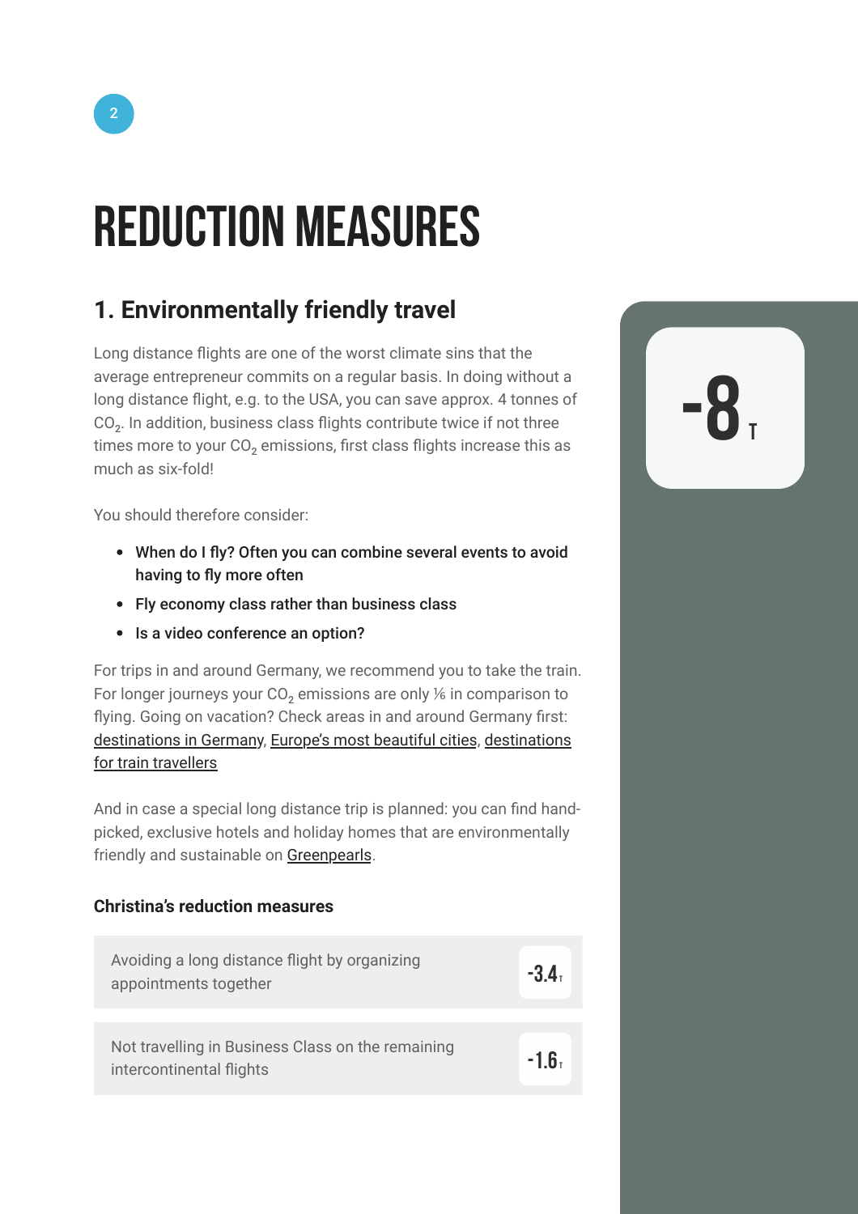# REDUCTION MEASURES

## 1. Environmentally friendly travel

Long distance flights are one of the worst climate sins that the average entrepreneur commits on a regular basis. In doing without a long distance flight, e.g. to the USA, you can save approx. 4 tonnes of $CO_2$. In addition, business class flights contribute twice if not three times more to your $CO_2$ emissions, first class flights increase this as much as six-fold!

You should therefore consider:

- **When do I fly? Often you can combine several events to avoid having to fly more often**
- **Fly economy class rather than business class**
- **Is a video conference an option?**

For trips in and around Germany, we recommend you to take the train. For longer journeys your $CO_2$ emissions are only ⅙ in comparison to flying. Going on vacation? Check areas in and around Germany first: destinations in Germany, Europe's most beautiful cities, destinations for train travellers

And in case a special long distance trip is planned: you can find hand-picked, exclusive hotels and holiday homes that are environmentally friendly and sustainable on Greenpearls.

**-8 T**

### Christina's reduction measures

| | |
|---|---|
| Avoiding a long distance flight by organizing appointments together | -3.4 T |
| Not travelling in Business Class on the remaining intercontinental flights | -1.6 T |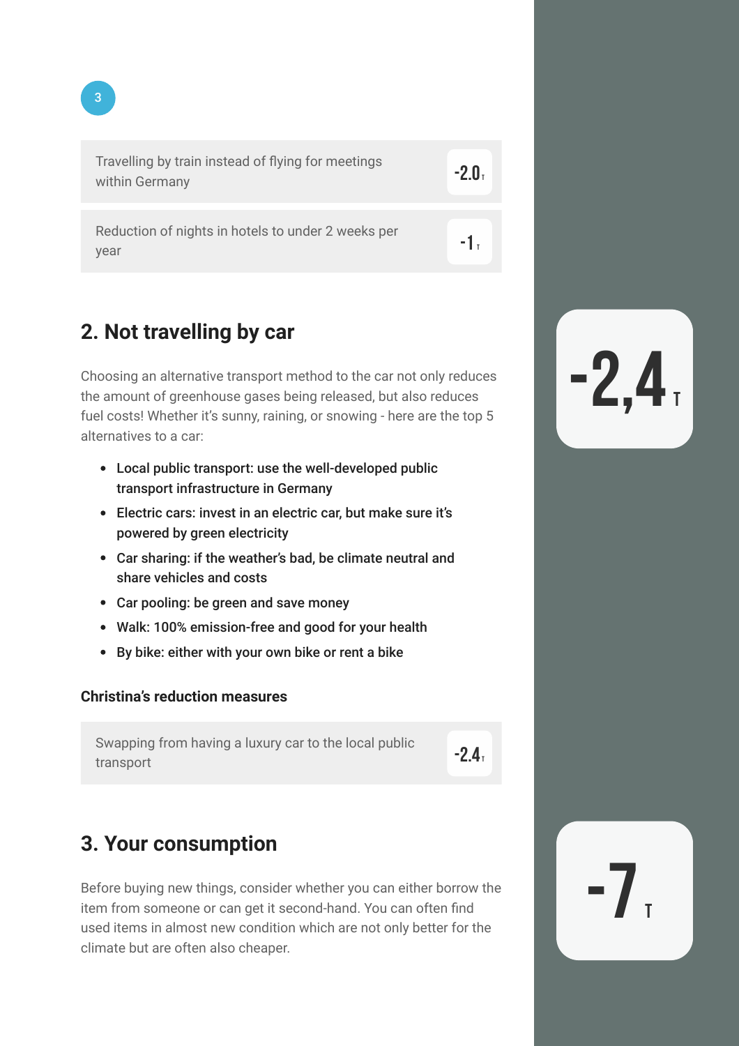3

| | |
|---|---|
| Travelling by train instead of flying for meetings within Germany | -2.0 T |
| Reduction of nights in hotels to under 2 weeks per year | -1 T |

## 2. Not travelling by car

-2,4 T

Choosing an alternative transport method to the car not only reduces the amount of greenhouse gases being released, but also reduces fuel costs! Whether it's sunny, raining, or snowing - here are the top 5 alternatives to a car:

- **Local public transport: use the well-developed public transport infrastructure in Germany**
- **Electric cars: invest in an electric car, but make sure it's powered by green electricity**
- **Car sharing: if the weather's bad, be climate neutral and share vehicles and costs**
- **Car pooling: be green and save money**
- **Walk: 100% emission-free and good for your health**
- **By bike: either with your own bike or rent a bike**

### Christina's reduction measures

| | |
|---|---|
| Swapping from having a luxury car to the local public transport | -2.4 T |

## 3. Your consumption

-7 T

Before buying new things, consider whether you can either borrow the item from someone or can get it second-hand. You can often find used items in almost new condition which are not only better for the climate but are often also cheaper.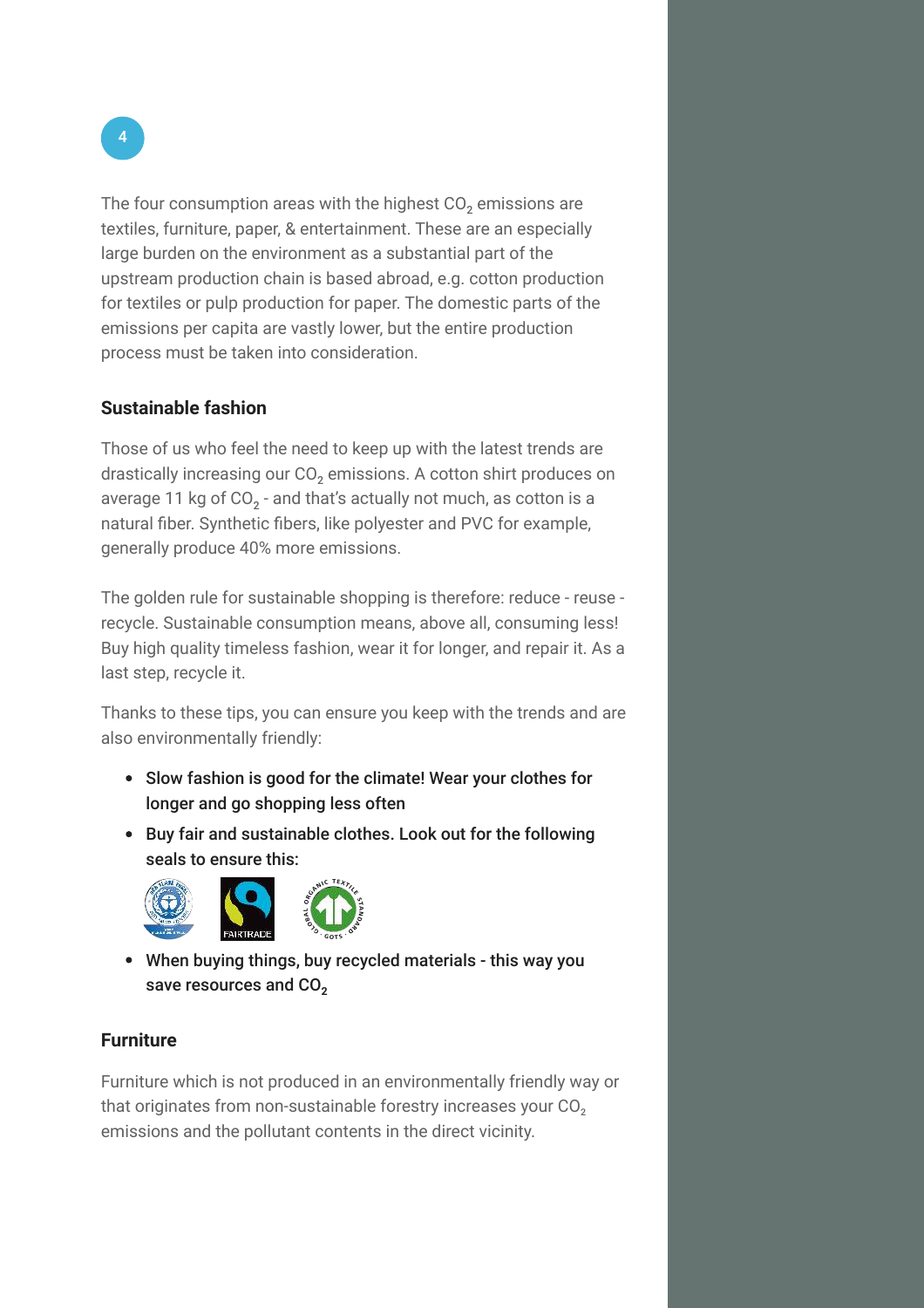The four consumption areas with the highest $CO_2$ emissions are textiles, furniture, paper, & entertainment. These are an especially large burden on the environment as a substantial part of the upstream production chain is based abroad, e.g. cotton production for textiles or pulp production for paper. The domestic parts of the emissions per capita are vastly lower, but the entire production process must be taken into consideration.

## Sustainable fashion

Those of us who feel the need to keep up with the latest trends are drastically increasing our $CO_2$ emissions. A cotton shirt produces on average 11 kg of $CO_2$ - and that's actually not much, as cotton is a natural fiber. Synthetic fibers, like polyester and PVC for example, generally produce 40% more emissions.

The golden rule for sustainable shopping is therefore: reduce - reuse - recycle. Sustainable consumption means, above all, consuming less! Buy high quality timeless fashion, wear it for longer, and repair it. As a last step, recycle it.

Thanks to these tips, you can ensure you keep with the trends and are also environmentally friendly:

- **Slow fashion is good for the climate! Wear your clothes for longer and go shopping less often**
- **Buy fair and sustainable clothes. Look out for the following seals to ensure this:**
- **When buying things, buy recycled materials - this way you save resources and $CO_2$**

## Furniture

Furniture which is not produced in an environmentally friendly way or that originates from non-sustainable forestry increases your $CO_2$ emissions and the pollutant contents in the direct vicinity.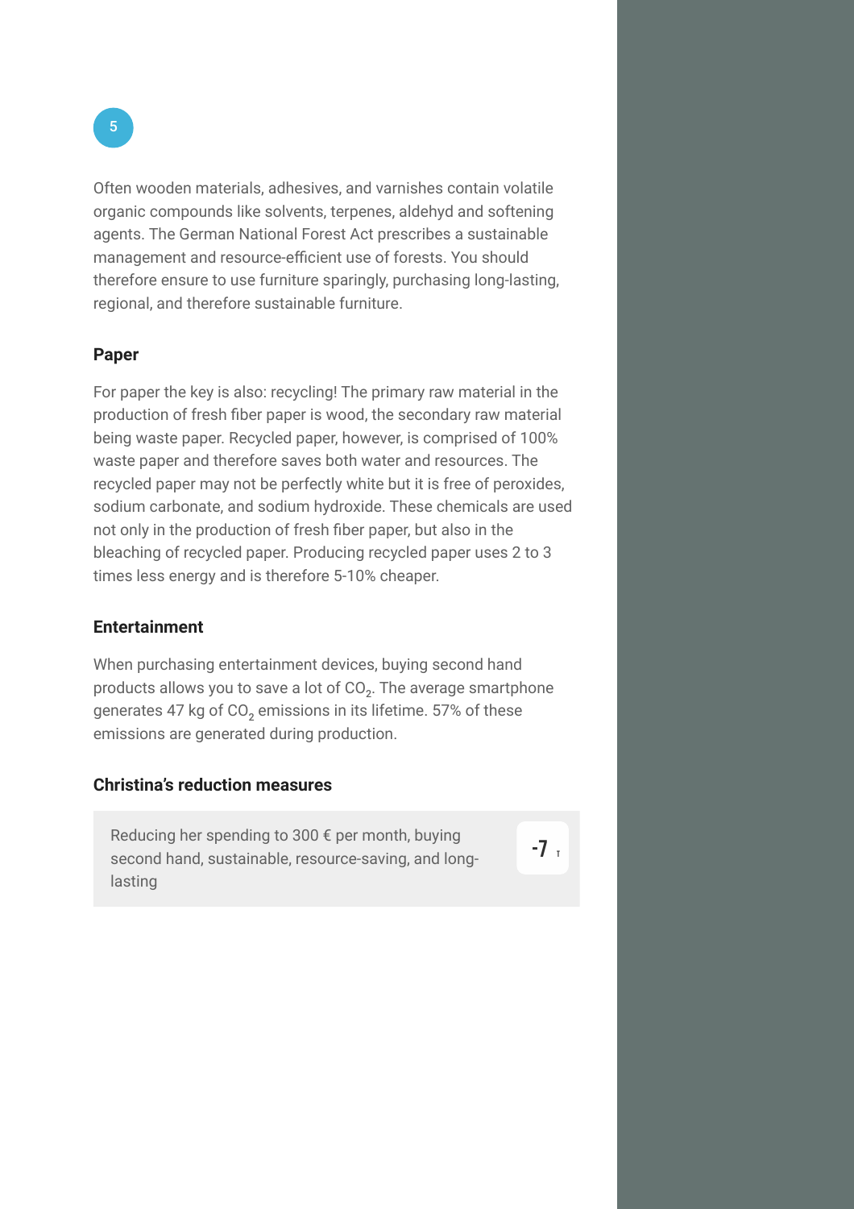Often wooden materials, adhesives, and varnishes contain volatile organic compounds like solvents, terpenes, aldehyd and softening agents. The German National Forest Act prescribes a sustainable management and resource-efficient use of forests. You should therefore ensure to use furniture sparingly, purchasing long-lasting, regional, and therefore sustainable furniture.

### Paper

For paper the key is also: recycling! The primary raw material in the production of fresh fiber paper is wood, the secondary raw material being waste paper. Recycled paper, however, is comprised of 100% waste paper and therefore saves both water and resources. The recycled paper may not be perfectly white but it is free of peroxides, sodium carbonate, and sodium hydroxide. These chemicals are used not only in the production of fresh fiber paper, but also in the bleaching of recycled paper. Producing recycled paper uses 2 to 3 times less energy and is therefore 5-10% cheaper.

### Entertainment

When purchasing entertainment devices, buying second hand products allows you to save a lot of $CO_2$. The average smartphone generates 47 kg of $CO_2$ emissions in its lifetime. 57% of these emissions are generated during production.

### Christina's reduction measures

| | |
|---|---|
| Reducing her spending to 300 € per month, buying second hand, sustainable, resource-saving, and long-lasting | -7 T |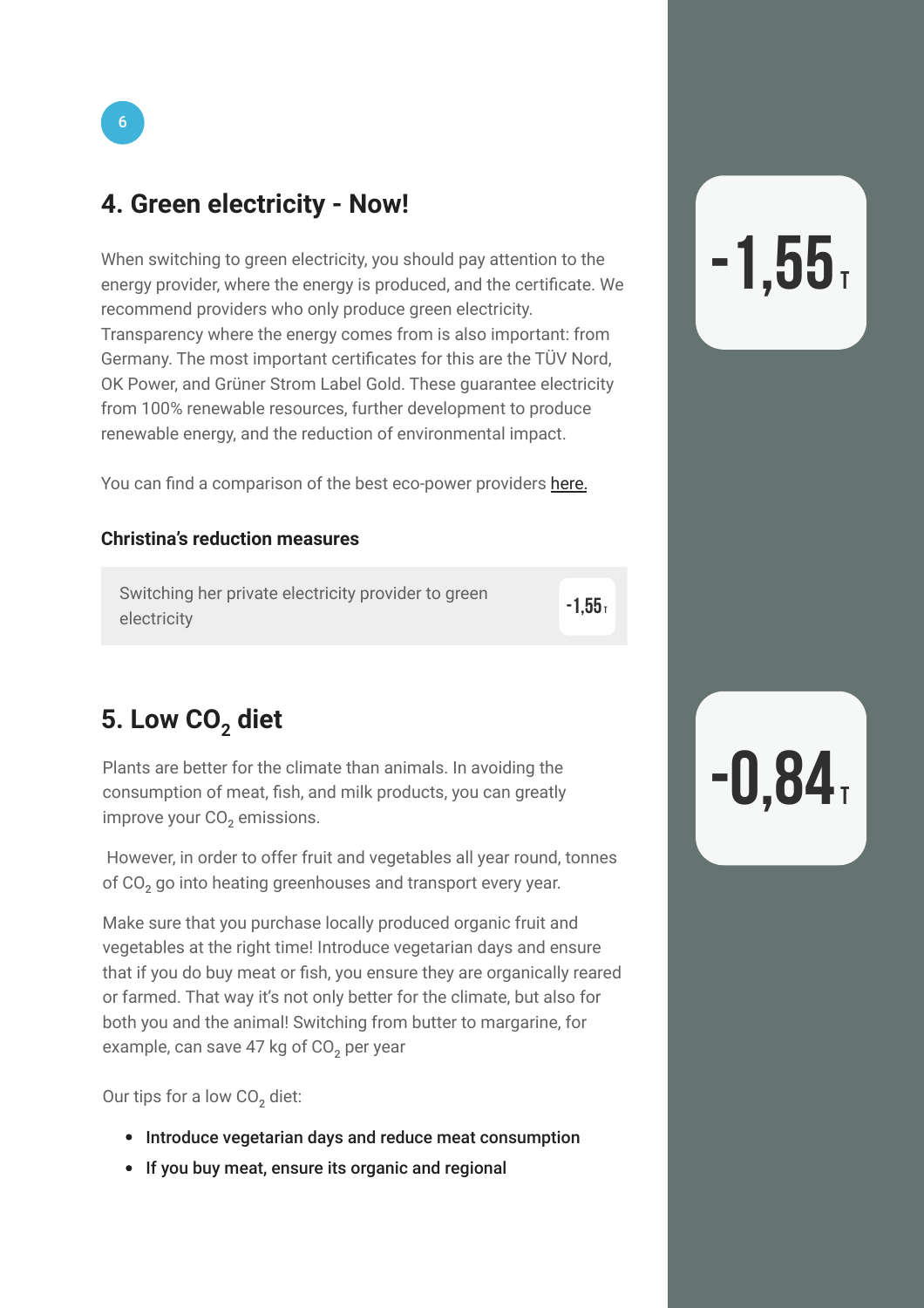## 4. Green electricity - Now!

When switching to green electricity, you should pay attention to the energy provider, where the energy is produced, and the certificate. We recommend providers who only produce green electricity. Transparency where the energy comes from is also important: from Germany. The most important certificates for this are the TÜV Nord, OK Power, and Grüner Strom Label Gold. These guarantee electricity from 100% renewable resources, further development to produce renewable energy, and the reduction of environmental impact.

You can find a comparison of the best eco-power providers here.

**Christina's reduction measures**

| | |
|---|---|
| Switching her private electricity provider to green electricity | -1,55 T |

-1,55 T

## 5. Low $CO_2$ diet

Plants are better for the climate than animals. In avoiding the consumption of meat, fish, and milk products, you can greatly improve your $CO_2$ emissions.

However, in order to offer fruit and vegetables all year round, tonnes of $CO_2$ go into heating greenhouses and transport every year.

Make sure that you purchase locally produced organic fruit and vegetables at the right time! Introduce vegetarian days and ensure that if you do buy meat or fish, you ensure they are organically reared or farmed. That way it's not only better for the climate, but also for both you and the animal! Switching from butter to margarine, for example, can save 47 kg of $CO_2$ per year

Our tips for a low $CO_2$ diet:

- **Introduce vegetarian days and reduce meat consumption**
- **If you buy meat, ensure its organic and regional**

-0,84 T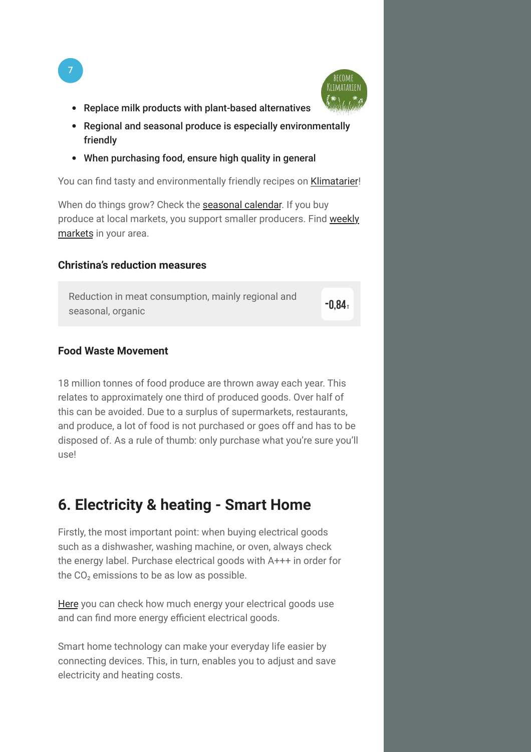- **Replace milk products with plant-based alternatives**
- **Regional and seasonal produce is especially environmentally friendly**
- **When purchasing food, ensure high quality in general**

You can find tasty and environmentally friendly recipes on Klimatarier!

When do things grow? Check the seasonal calendar. If you buy produce at local markets, you support smaller producers. Find weekly markets in your area.

#### Christina's reduction measures

| | |
|---|---|
| Reduction in meat consumption, mainly regional and seasonal, organic | -0,84T |

#### Food Waste Movement

18 million tonnes of food produce are thrown away each year. This relates to approximately one third of produced goods. Over half of this can be avoided. Due to a surplus of supermarkets, restaurants, and produce, a lot of food is not purchased or goes off and has to be disposed of. As a rule of thumb: only purchase what you're sure you'll use!

## 6. Electricity & heating - Smart Home

Firstly, the most important point: when buying electrical goods such as a dishwasher, washing machine, or oven, always check the energy label. Purchase electrical goods with A+++ in order for the $CO_2$ emissions to be as low as possible.

Here you can check how much energy your electrical goods use and can find more energy efficient electrical goods.

Smart home technology can make your everyday life easier by connecting devices. This, in turn, enables you to adjust and save electricity and heating costs.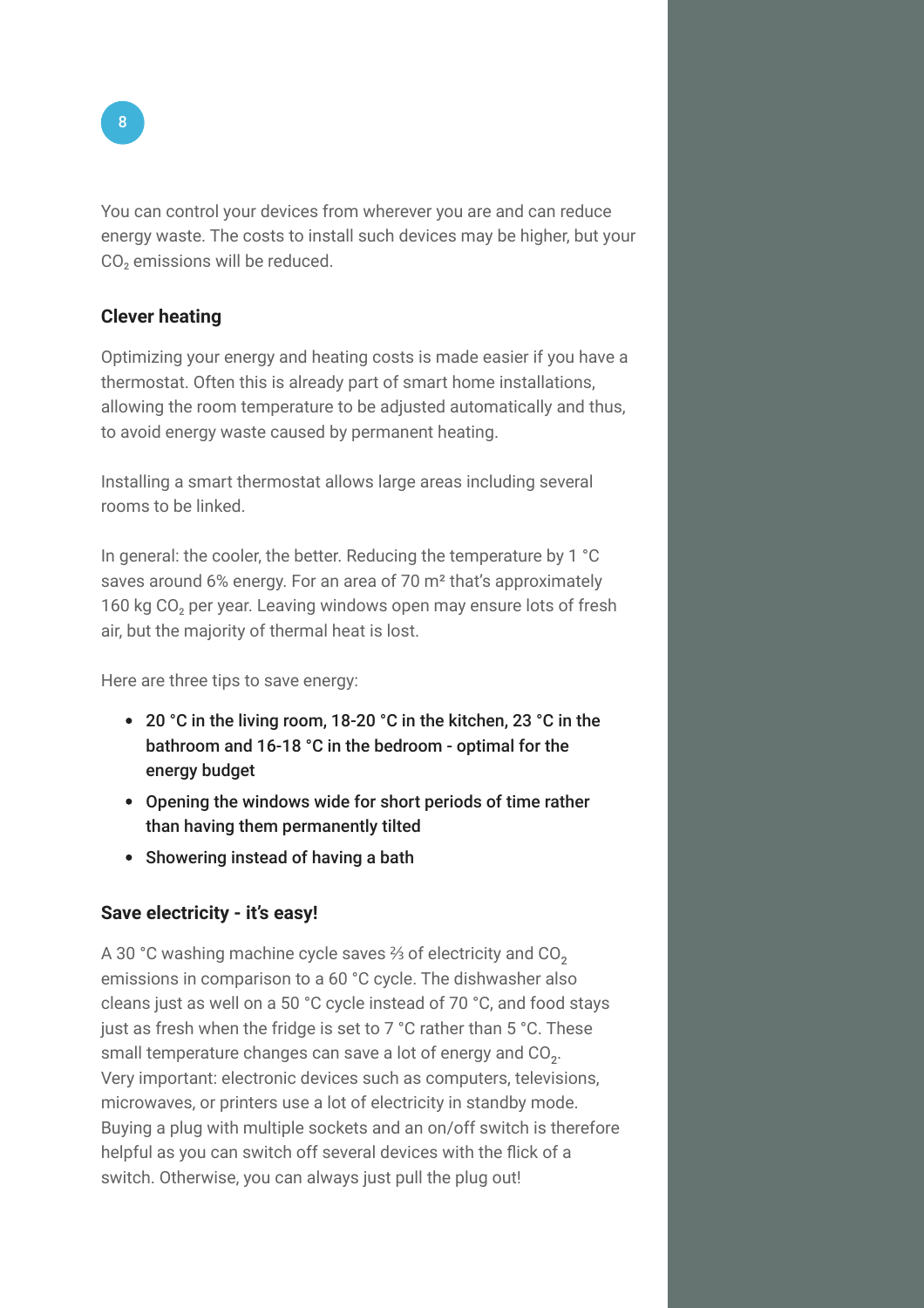You can control your devices from wherever you are and can reduce energy waste. The costs to install such devices may be higher, but your $CO_2$ emissions will be reduced.

### Clever heating

Optimizing your energy and heating costs is made easier if you have a thermostat. Often this is already part of smart home installations, allowing the room temperature to be adjusted automatically and thus, to avoid energy waste caused by permanent heating.

Installing a smart thermostat allows large areas including several rooms to be linked.

In general: the cooler, the better. Reducing the temperature by 1 °C saves around 6% energy. For an area of 70 m² that's approximately 160 kg $CO_2$ per year. Leaving windows open may ensure lots of fresh air, but the majority of thermal heat is lost.

Here are three tips to save energy:

- 20 °C in the living room, 18-20 °C in the kitchen, 23 °C in the bathroom and 16-18 °C in the bedroom - optimal for the energy budget
- Opening the windows wide for short periods of time rather than having them permanently tilted
- Showering instead of having a bath

### Save electricity - it's easy!

A 30 °C washing machine cycle saves ⅔ of electricity and $CO_2$ emissions in comparison to a 60 °C cycle. The dishwasher also cleans just as well on a 50 °C cycle instead of 70 °C, and food stays just as fresh when the fridge is set to 7 °C rather than 5 °C. These small temperature changes can save a lot of energy and $CO_2$. Very important: electronic devices such as computers, televisions, microwaves, or printers use a lot of electricity in standby mode. Buying a plug with multiple sockets and an on/off switch is therefore helpful as you can switch off several devices with the flick of a switch. Otherwise, you can always just pull the plug out!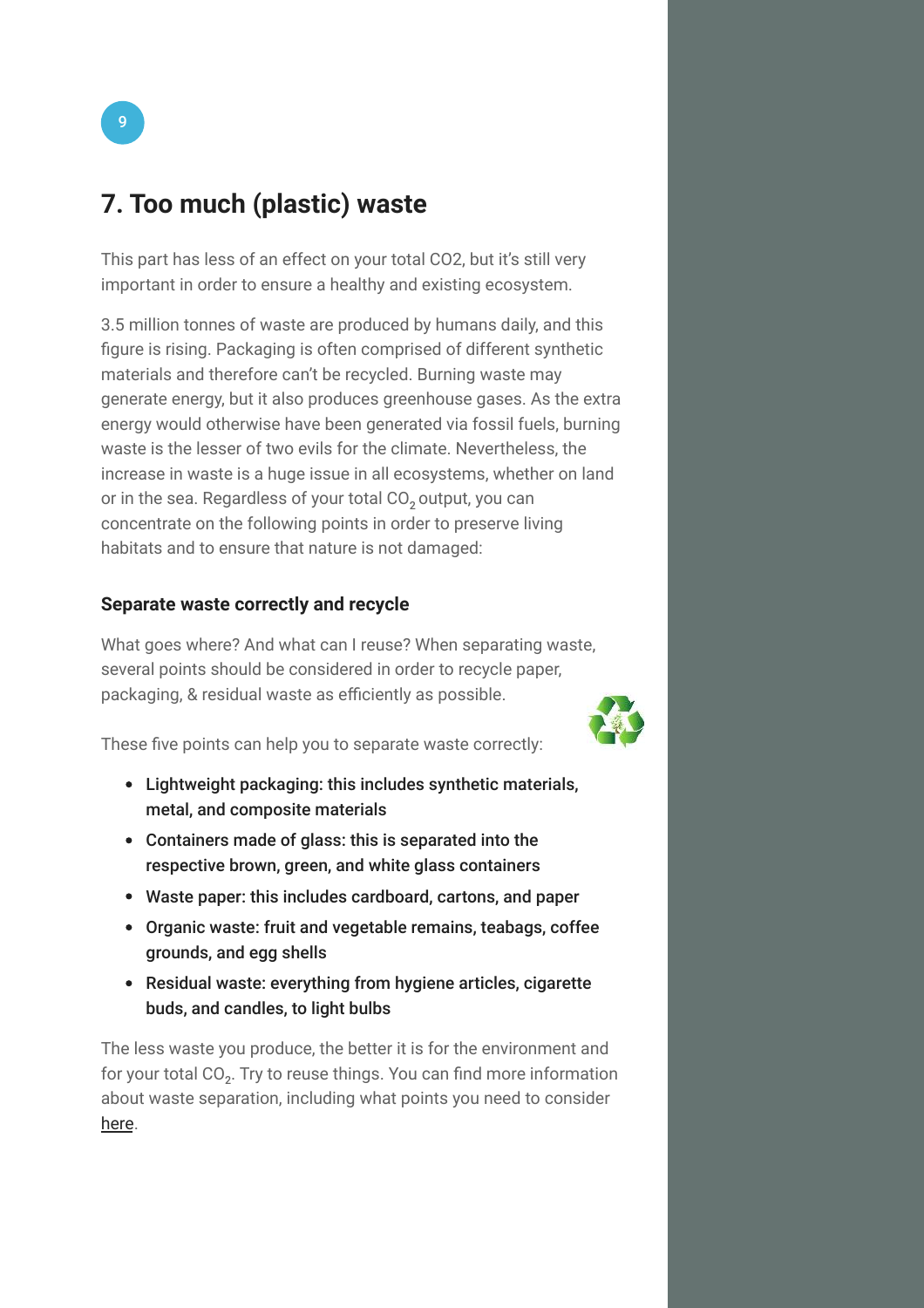## 7. Too much (plastic) waste

This part has less of an effect on your total CO2, but it's still very important in order to ensure a healthy and existing ecosystem.

3.5 million tonnes of waste are produced by humans daily, and this figure is rising. Packaging is often comprised of different synthetic materials and therefore can't be recycled. Burning waste may generate energy, but it also produces greenhouse gases. As the extra energy would otherwise have been generated via fossil fuels, burning waste is the lesser of two evils for the climate. Nevertheless, the increase in waste is a huge issue in all ecosystems, whether on land or in the sea. Regardless of your total $CO_2$ output, you can concentrate on the following points in order to preserve living habitats and to ensure that nature is not damaged:

### Separate waste correctly and recycle

What goes where? And what can I reuse? When separating waste, several points should be considered in order to recycle paper, packaging, & residual waste as efficiently as possible.

These five points can help you to separate waste correctly:

- Lightweight packaging: this includes synthetic materials, metal, and composite materials
- Containers made of glass: this is separated into the respective brown, green, and white glass containers
- Waste paper: this includes cardboard, cartons, and paper
- Organic waste: fruit and vegetable remains, teabags, coffee grounds, and egg shells
- Residual waste: everything from hygiene articles, cigarette buds, and candles, to light bulbs

The less waste you produce, the better it is for the environment and for your total $CO_2$. Try to reuse things. You can find more information about waste separation, including what points you need to consider here.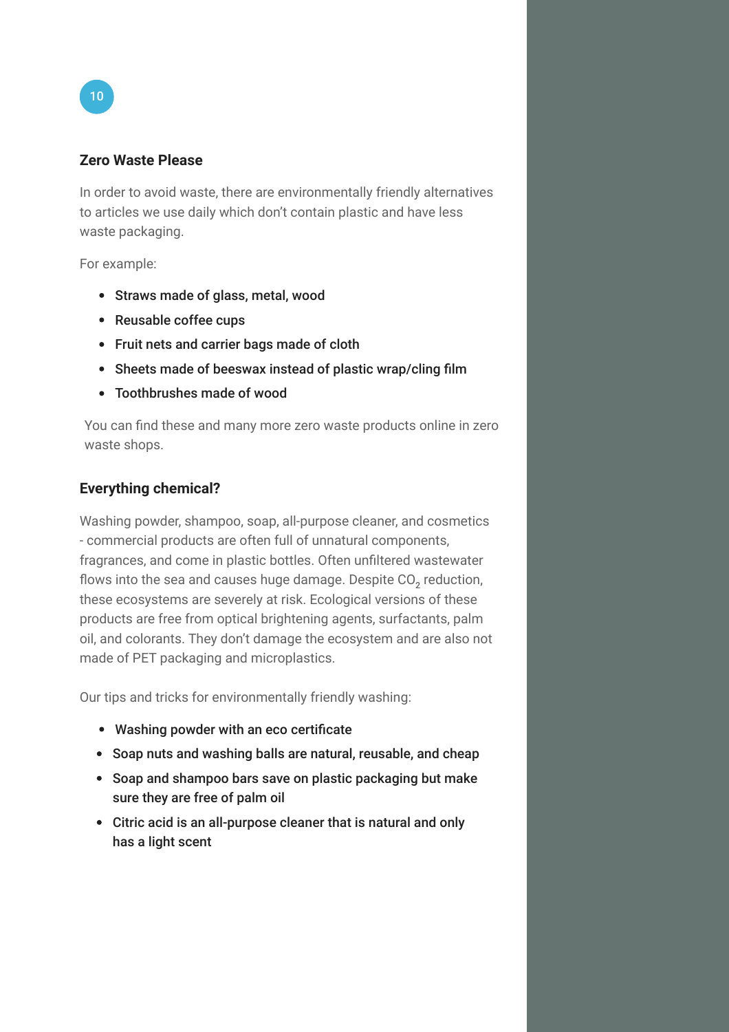## Zero Waste Please

In order to avoid waste, there are environmentally friendly alternatives to articles we use daily which don't contain plastic and have less waste packaging.

For example:

- **Straws made of glass, metal, wood**
- **Reusable coffee cups**
- **Fruit nets and carrier bags made of cloth**
- **Sheets made of beeswax instead of plastic wrap/cling film**
- **Toothbrushes made of wood**

You can find these and many more zero waste products online in zero waste shops.

## Everything chemical?

Washing powder, shampoo, soap, all-purpose cleaner, and cosmetics - commercial products are often full of unnatural components, fragrances, and come in plastic bottles. Often unfiltered wastewater flows into the sea and causes huge damage. Despite $CO_2$ reduction, these ecosystems are severely at risk. Ecological versions of these products are free from optical brightening agents, surfactants, palm oil, and colorants. They don't damage the ecosystem and are also not made of PET packaging and microplastics.

Our tips and tricks for environmentally friendly washing:

- **Washing powder with an eco certificate**
- **Soap nuts and washing balls are natural, reusable, and cheap**
- **Soap and shampoo bars save on plastic packaging but make sure they are free of palm oil**
- **Citric acid is an all-purpose cleaner that is natural and only has a light scent**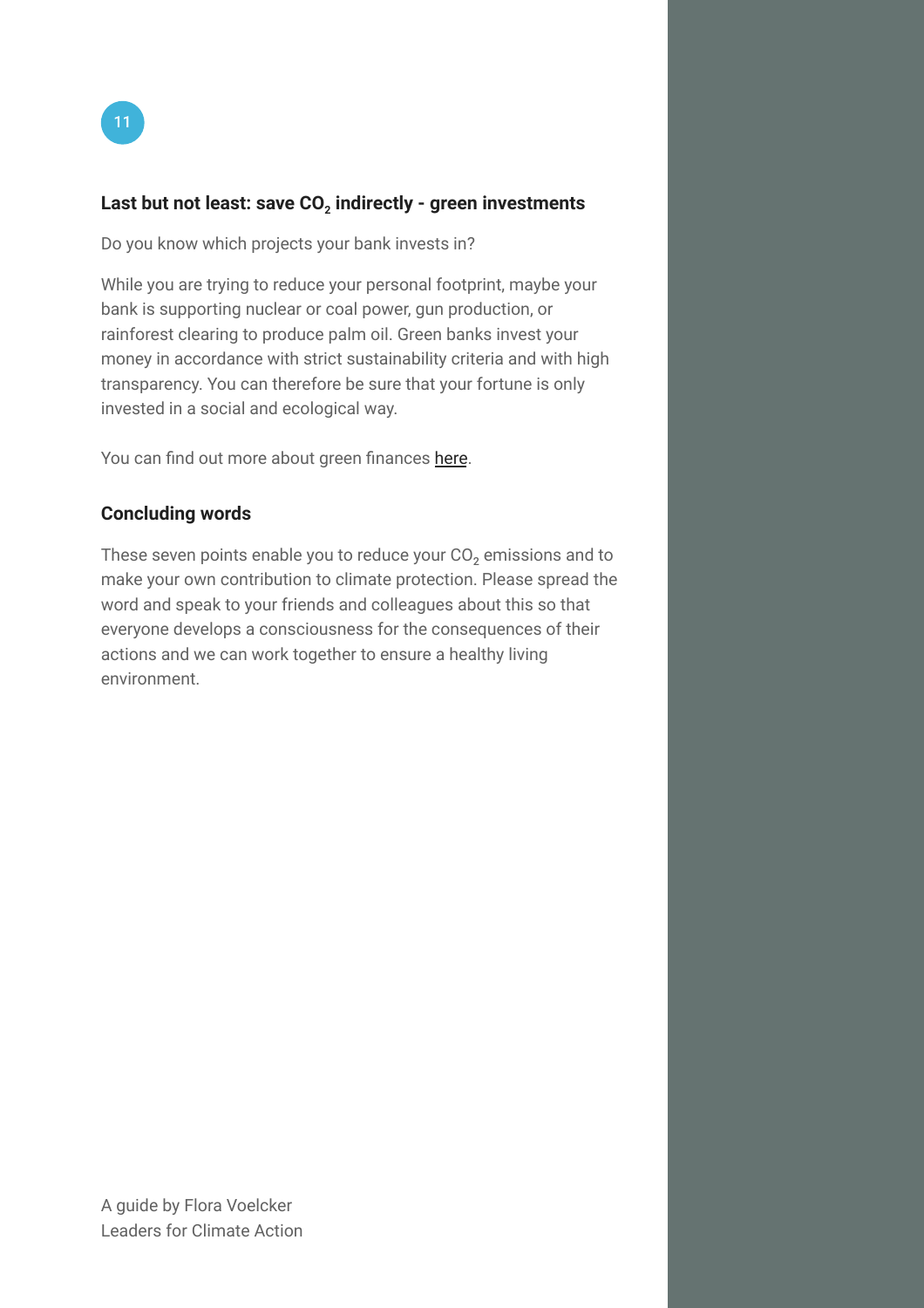## Last but not least: save $CO_2$ indirectly - green investments

Do you know which projects your bank invests in?

While you are trying to reduce your personal footprint, maybe your bank is supporting nuclear or coal power, gun production, or rainforest clearing to produce palm oil. Green banks invest your money in accordance with strict sustainability criteria and with high transparency. You can therefore be sure that your fortune is only invested in a social and ecological way.

You can find out more about green finances here.

## Concluding words

These seven points enable you to reduce your $CO_2$ emissions and to make your own contribution to climate protection. Please spread the word and speak to your friends and colleagues about this so that everyone develops a consciousness for the consequences of their actions and we can work together to ensure a healthy living environment.

A guide by Flora Voelcker
Leaders for Climate Action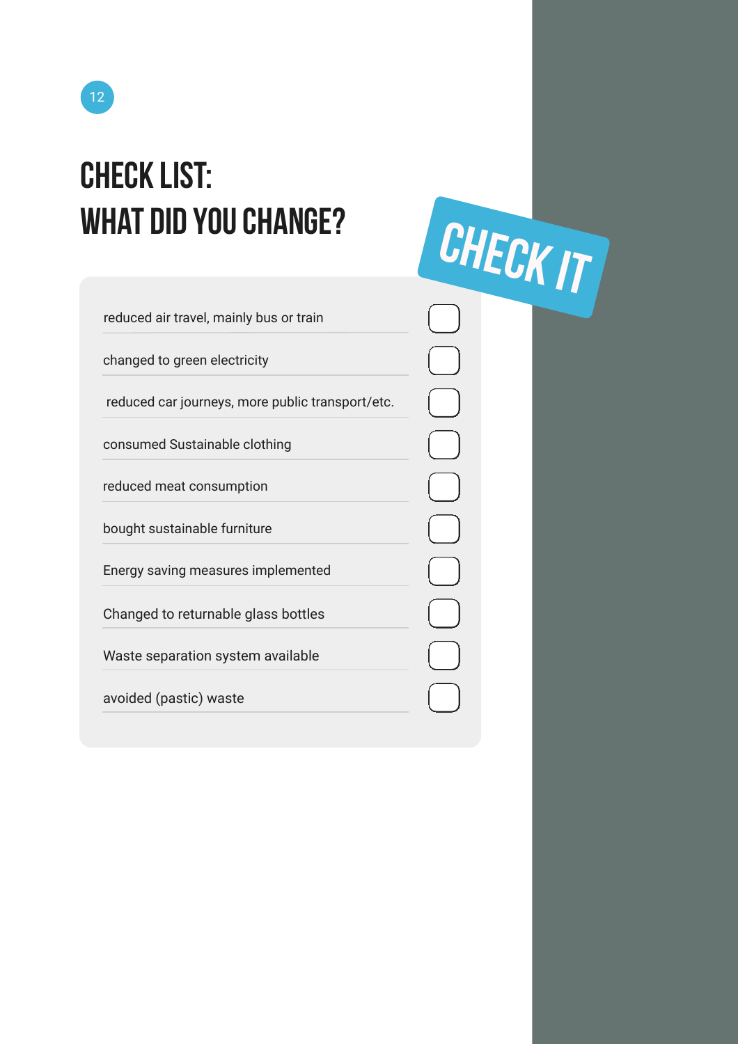# CHECK LIST:
# WHAT DID YOU CHANGE?

CHECK IT

- [ ] reduced air travel, mainly bus or train
- [ ] changed to green electricity
- [ ] reduced car journeys, more public transport/etc.
- [ ] consumed Sustainable clothing
- [ ] reduced meat consumption
- [ ] bought sustainable furniture
- [ ] Energy saving measures implemented
- [ ] Changed to returnable glass bottles
- [ ] Waste separation system available
- [ ] avoided (pastic) waste